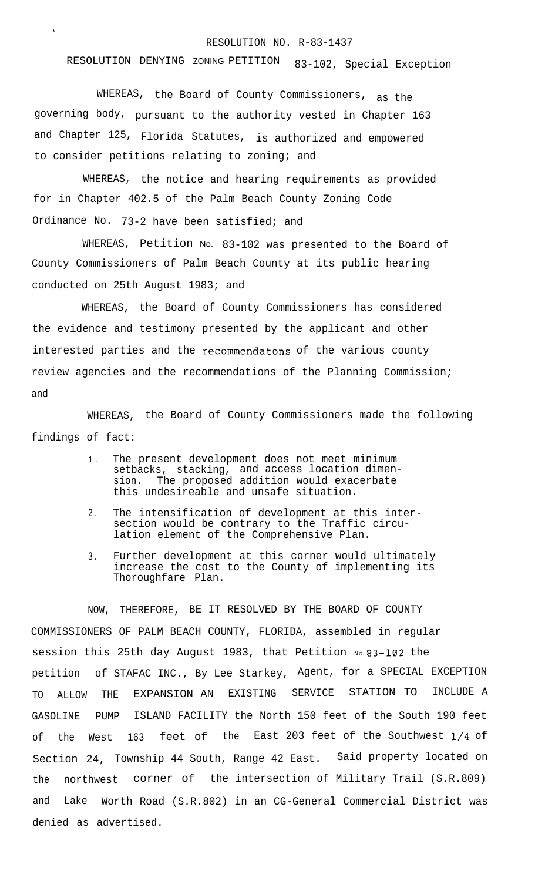RESOLUTION NO. R-83-1437

RESOLUTION DENYING ZONING PETITION 83-102, Special Exception

WHEREAS, the Board of County Commissioners, as the governing body, pursuant to the authority vested in Chapter 163 and Chapter 125, Florida Statutes, is authorized and empowered to consider petitions relating to zoning; and

WHEREAS, the notice and hearing requirements as provided for in Chapter 402.5 of the Palm Beach County Zoning Code Ordinance No. 73-2 have been satisfied; and

WHEREAS, Petition No. 83-102 was presented to the Board of County Commissioners of Palm Beach County at its public hearing conducted on 25th August 1983; and

WHEREAS, the Board of County Commissioners has considered the evidence and testimony presented by the applicant and other interested parties and the recommendatons of the various county review agencies and the recommendations of the Planning Commission; and

WHEREAS, the Board of County Commissioners made the following findings of fact:

1. The present development does not meet minimum setbacks, stacking, and access location dimension. The proposed addition would exacerbate this undesireable and unsafe situation.
2. The intensification of development at this intersection would be contrary to the Traffic circulation element of the Comprehensive Plan.
3. Further development at this corner would ultimately increase the cost to the County of implementing its Thoroughfare Plan.

NOW, THEREFORE, BE IT RESOLVED BY THE BOARD OF COUNTY COMMISSIONERS OF PALM BEACH COUNTY, FLORIDA, assembled in regular session this 25th day August 1983, that Petition No. 83-102 the petition of STAFAC INC., By Lee Starkey, Agent, for a SPECIAL EXCEPTION TO ALLOW THE EXPANSION AN EXISTING SERVICE STATION TO INCLUDE A GASOLINE PUMP ISLAND FACILITY the North 150 feet of the South 190 feet of the West 163 feet of the East 203 feet of the Southwest 1/4 of Section 24, Township 44 South, Range 42 East. Said property located on the northwest corner of the intersection of Military Trail (S.R.809) and Lake Worth Road (S.R.802) in an CG-General Commercial District was denied as advertised.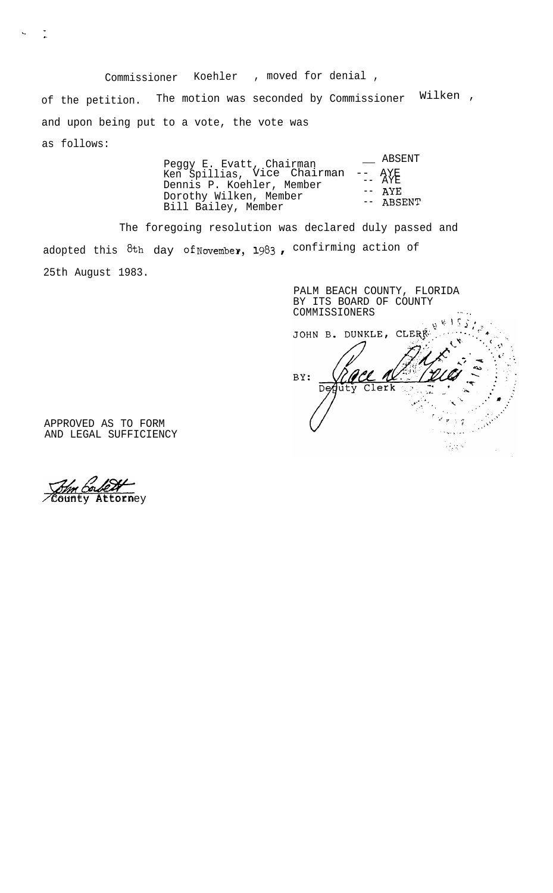Commissioner Koehler, moved for denial, of the petition. The motion was seconded by Commissioner Wilken, and upon being put to a vote, the vote was as follows:

| | |
|---|---|
| Peggy E. Evatt, Chairman | -- ABSENT |
| Ken Spillias, Vice Chairman | -- AYE |
| Dennis P. Koehler, Member | -- AYE |
| Dorothy Wilken, Member | -- AYE |
| Bill Bailey, Member | -- ABSENT |

The foregoing resolution was declared duly passed and adopted this 8th day of November, 1983, confirming action of 25th August 1983.

PALM BEACH COUNTY, FLORIDA
BY ITS BOARD OF COUNTY COMMISSIONERS

JOHN B. DUNKLE, CLERK

BY: ____________________
Deputy Clerk

APPROVED AS TO FORM
AND LEGAL SUFFICIENCY

____________________
County Attorney